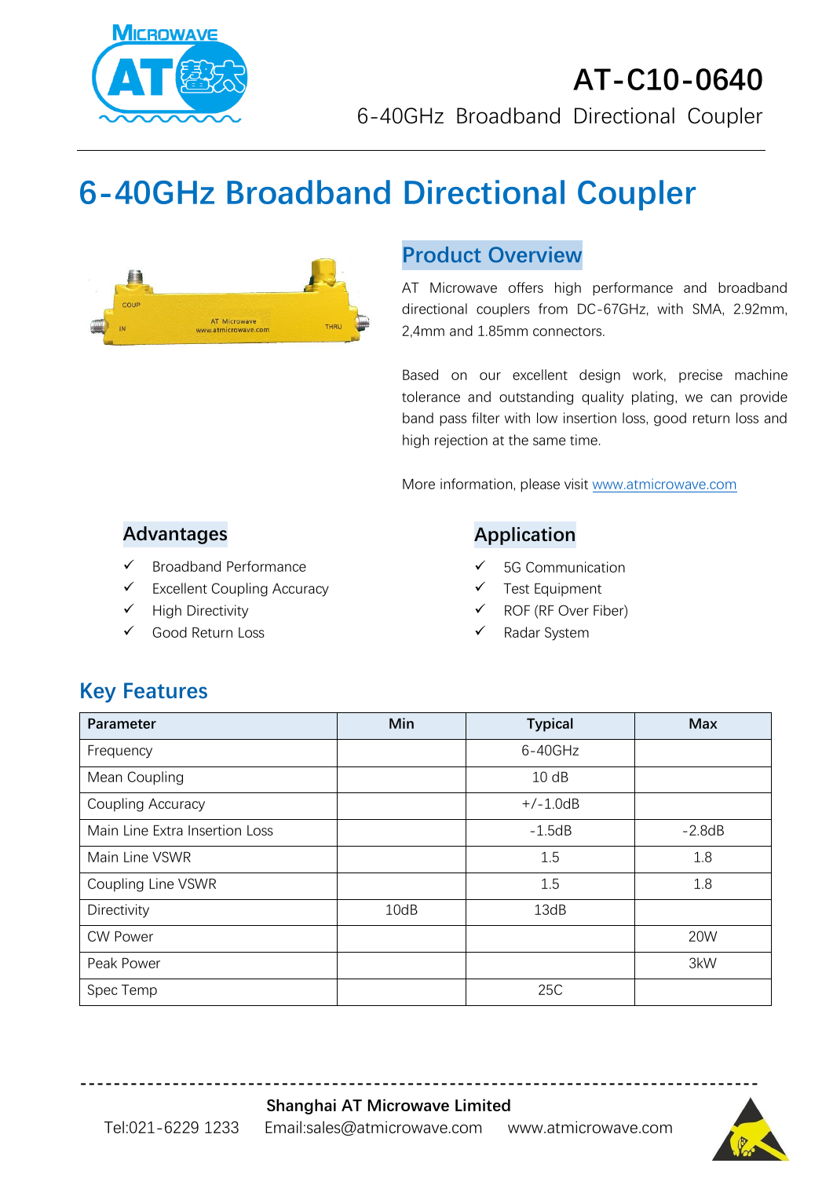# AT-C10-0640

6-40GHz Broadband Directional Coupler

# 6-40GHz Broadband Directional Coupler

## Product Overview

AT Microwave offers high performance and broadband directional couplers from DC-67GHz, with SMA, 2.92mm, 2,4mm and 1.85mm connectors.

Based on our excellent design work, precise machine tolerance and outstanding quality plating, we can provide band pass filter with low insertion loss, good return loss and high rejection at the same time.

More information, please visit www.atmicrowave.com

## Advantages

- ✓ Broadband Performance
- ✓ Excellent Coupling Accuracy
- ✓ High Directivity
- ✓ Good Return Loss

## Application

- ✓ 5G Communication
- ✓ Test Equipment
- ✓ ROF (RF Over Fiber)
- ✓ Radar System

## Key Features

| Parameter | Min | Typical | Max |
|---|---|---|---|
| Frequency | | 6-40GHz | |
| Mean Coupling | | 10 dB | |
| Coupling Accuracy | | +/-1.0dB | |
| Main Line Extra Insertion Loss | | -1.5dB | -2.8dB |
| Main Line VSWR | | 1.5 | 1.8 |
| Coupling Line VSWR | | 1.5 | 1.8 |
| Directivity | 10dB | 13dB | |
| CW Power | | | 20W |
| Peak Power | | | 3kW |
| Spec Temp | | 25C | |

**Shanghai AT Microwave Limited**

Tel:021-6229 1233 Email:sales@atmicrowave.com www.atmicrowave.com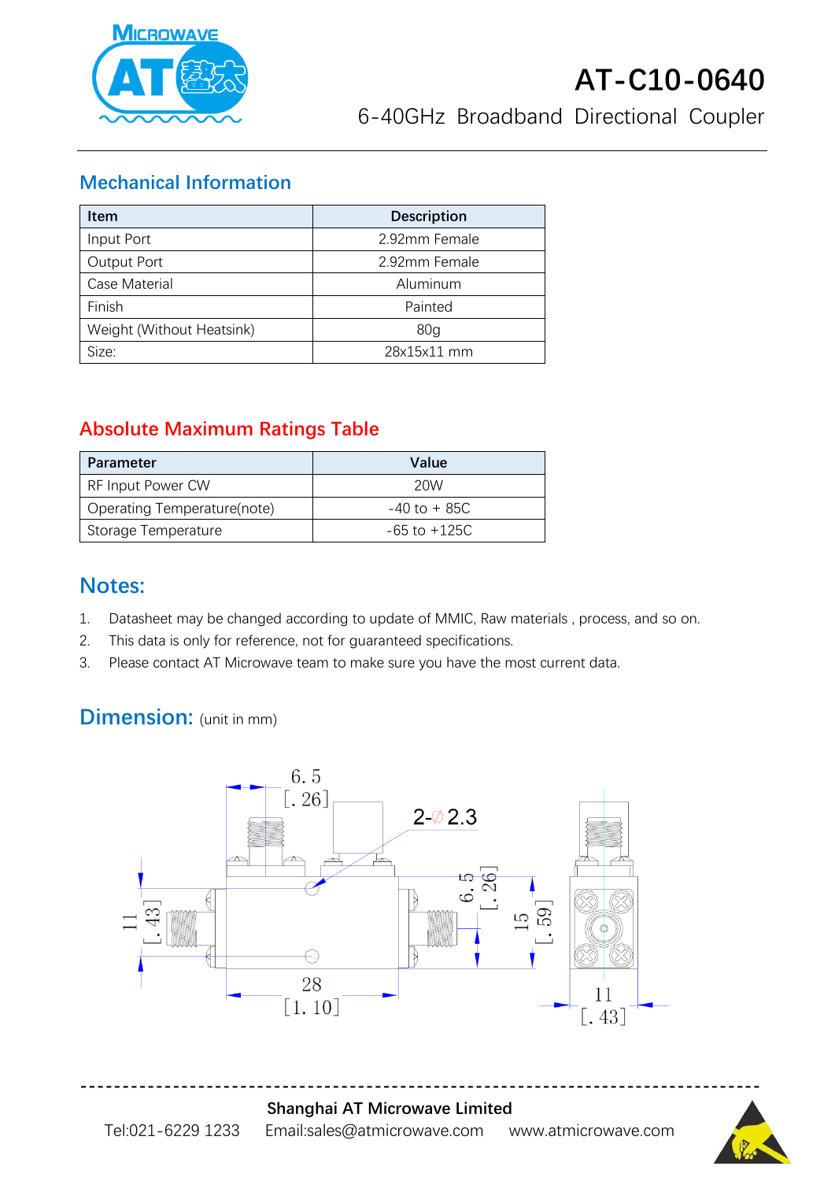# AT-C10-0640

6-40GHz Broadband Directional Coupler

## Mechanical Information

| Item | Description |
|---|---|
| Input Port | 2.92mm Female |
| Output Port | 2.92mm Female |
| Case Material | Aluminum |
| Finish | Painted |
| Weight (Without Heatsink) | 80g |
| Size: | 28x15x11 mm |

## Absolute Maximum Ratings Table

| Parameter | Value |
|---|---|
| RF Input Power CW | 20W |
| Operating Temperature(note) | -40 to + 85C |
| Storage Temperature | -65 to +125C |

## Notes:

1. Datasheet may be changed according to update of MMIC, Raw materials , process, and so on.
2. This data is only for reference, not for guaranteed specifications.
3. Please contact AT Microwave team to make sure you have the most current data.

## Dimension: (unit in mm)

6.5
[.26]
2-∅2.3
11
[.43]
6.5
[.26]
15
[.59]
28
[1.10]
11
[.43]

**Shanghai AT Microwave Limited**

Tel:021-6229 1233 Email:sales@atmicrowave.com www.atmicrowave.com